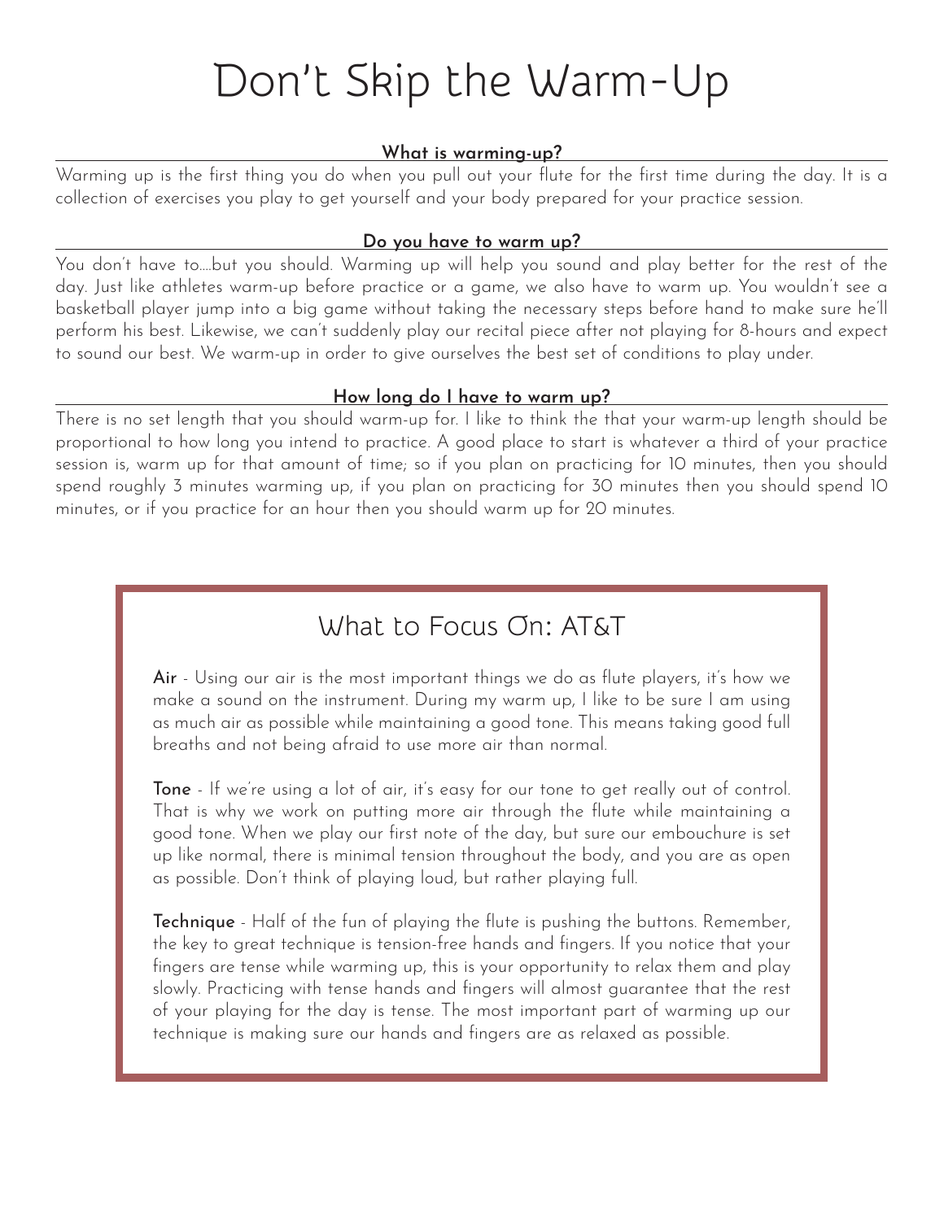# Don't Skip the Warm-Up

## What is warming-up?

Warming up is the first thing you do when you pull out your flute for the first time during the day. It is a collection of exercises you play to get yourself and your body prepared for your practice session.

## Do you have to warm up?

You don't have to....but you should. Warming up will help you sound and play better for the rest of the day. Just like athletes warm-up before practice or a game, we also have to warm up. You wouldn't see a basketball player jump into a big game without taking the necessary steps before hand to make sure he'll perform his best. Likewise, we can't suddenly play our recital piece after not playing for 8-hours and expect to sound our best. We warm-up in order to give ourselves the best set of conditions to play under.

## How long do I have to warm up?

There is no set length that you should warm-up for. I like to think the that your warm-up length should be proportional to how long you intend to practice. A good place to start is whatever a third of your practice session is, warm up for that amount of time; so if you plan on practicing for 10 minutes, then you should spend roughly 3 minutes warming up, if you plan on practicing for 30 minutes then you should spend 10 minutes, or if you practice for an hour then you should warm up for 20 minutes.

## What to Focus On: AT&T

**Air** - Using our air is the most important things we do as flute players, it's how we make a sound on the instrument. During my warm up, I like to be sure I am using as much air as possible while maintaining a good tone. This means taking good full breaths and not being afraid to use more air than normal.

**Tone** - If we're using a lot of air, it's easy for our tone to get really out of control. That is why we work on putting more air through the flute while maintaining a good tone. When we play our first note of the day, but sure our embouchure is set up like normal, there is minimal tension throughout the body, and you are as open as possible. Don't think of playing loud, but rather playing full.

**Technique** - Half of the fun of playing the flute is pushing the buttons. Remember, the key to great technique is tension-free hands and fingers. If you notice that your fingers are tense while warming up, this is your opportunity to relax them and play slowly. Practicing with tense hands and fingers will almost guarantee that the rest of your playing for the day is tense. The most important part of warming up our technique is making sure our hands and fingers are as relaxed as possible.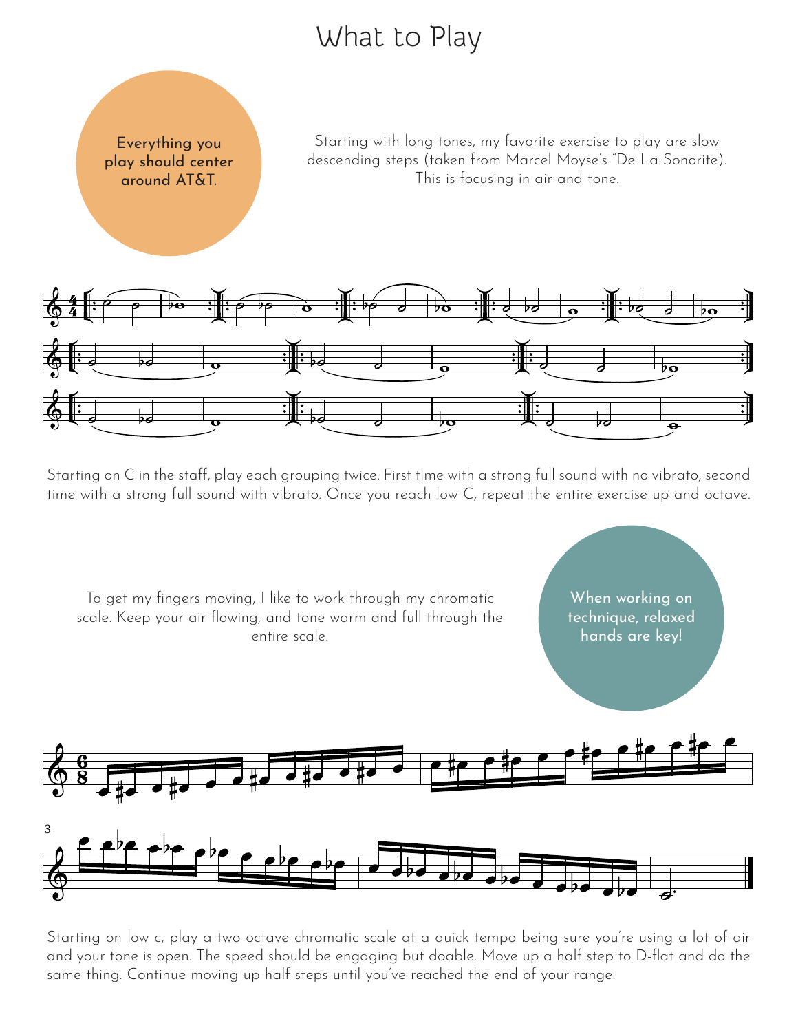# What to Play

**Everything you play should center around AT&T.**

Starting with long tones, my favorite exercise to play are slow descending steps (taken from Marcel Moyse's "De La Sonorite). This is focusing in air and tone.

Starting on C in the staff, play each grouping twice. First time with a strong full sound with no vibrato, second time with a strong full sound with vibrato. Once you reach low C, repeat the entire exercise up and octave.

To get my fingers moving, I like to work through my chromatic scale. Keep your air flowing, and tone warm and full through the entire scale.

**When working on technique, relaxed hands are key!**

Starting on low c, play a two octave chromatic scale at a quick tempo being sure you're using a lot of air and your tone is open. The speed should be engaging but doable. Move up a half step to D-flat and do the same thing. Continue moving up half steps until you've reached the end of your range.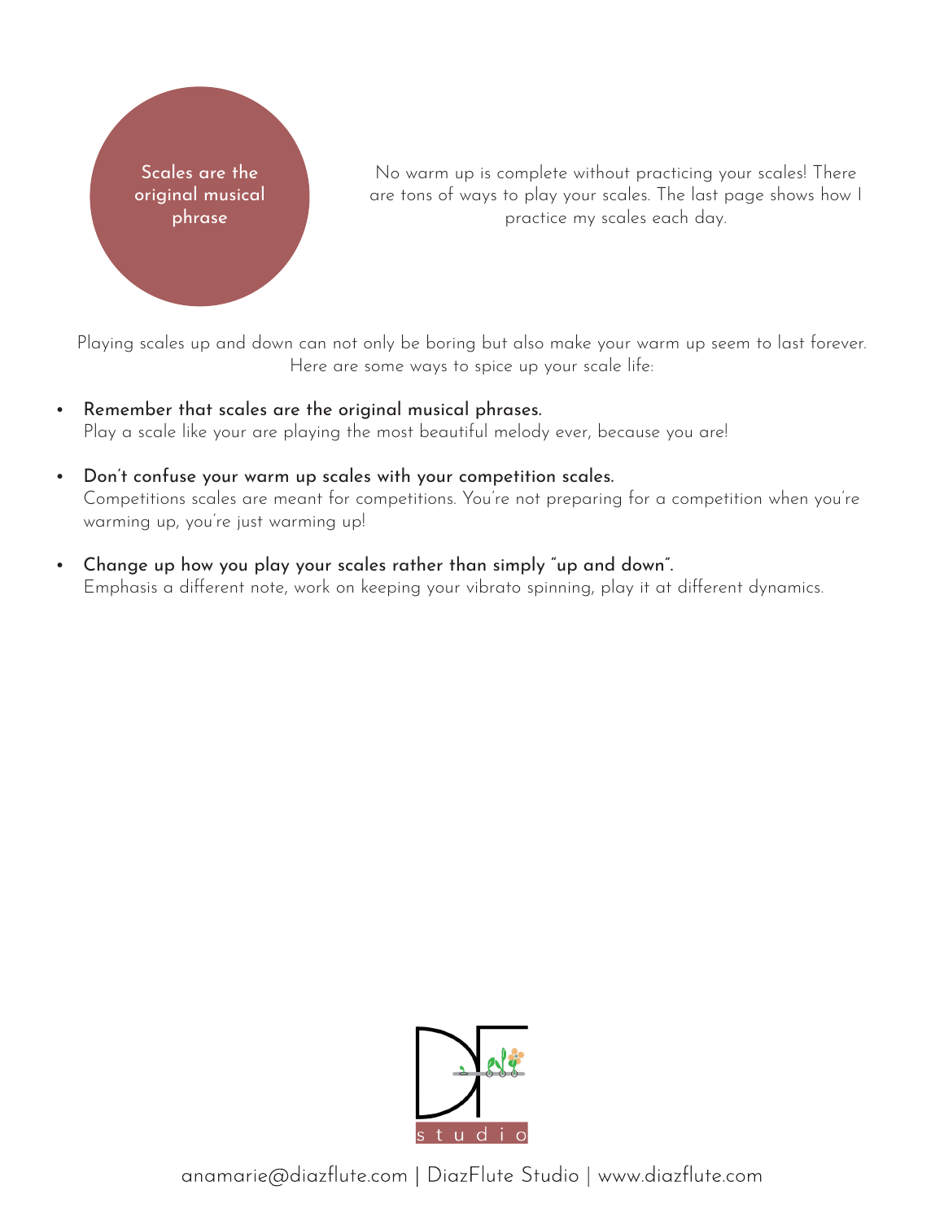**Scales are the original musical phrase**

No warm up is complete without practicing your scales! There are tons of ways to play your scales. The last page shows how I practice my scales each day.

Playing scales up and down can not only be boring but also make your warm up seem to last forever. Here are some ways to spice up your scale life:

- **Remember that scales are the original musical phrases.**
  Play a scale like your are playing the most beautiful melody ever, because you are!
- **Don't confuse your warm up scales with your competition scales.**
  Competitions scales are meant for competitions. You're not preparing for a competition when you're warming up, you're just warming up!
- **Change up how you play your scales rather than simply "up and down".**
  Emphasis a different note, work on keeping your vibrato spinning, play it at different dynamics.

anamarie@diazflute.com | DiazFlute Studio | www.diazflute.com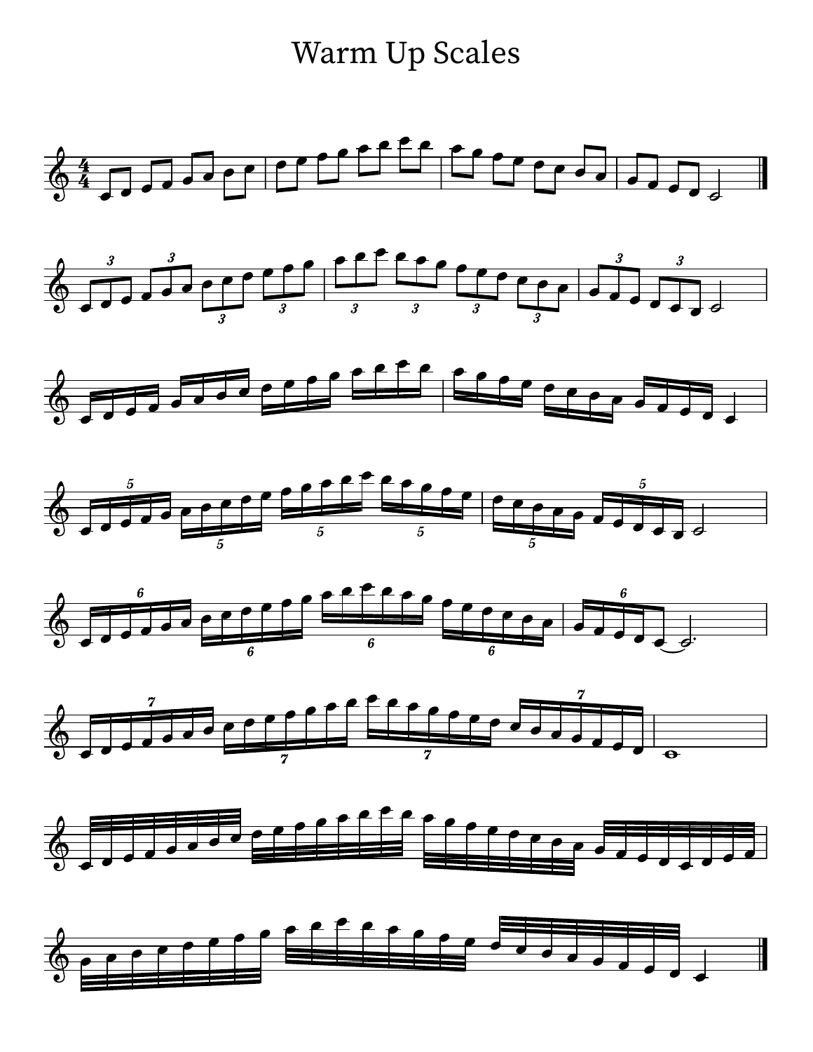# Warm Up Scales